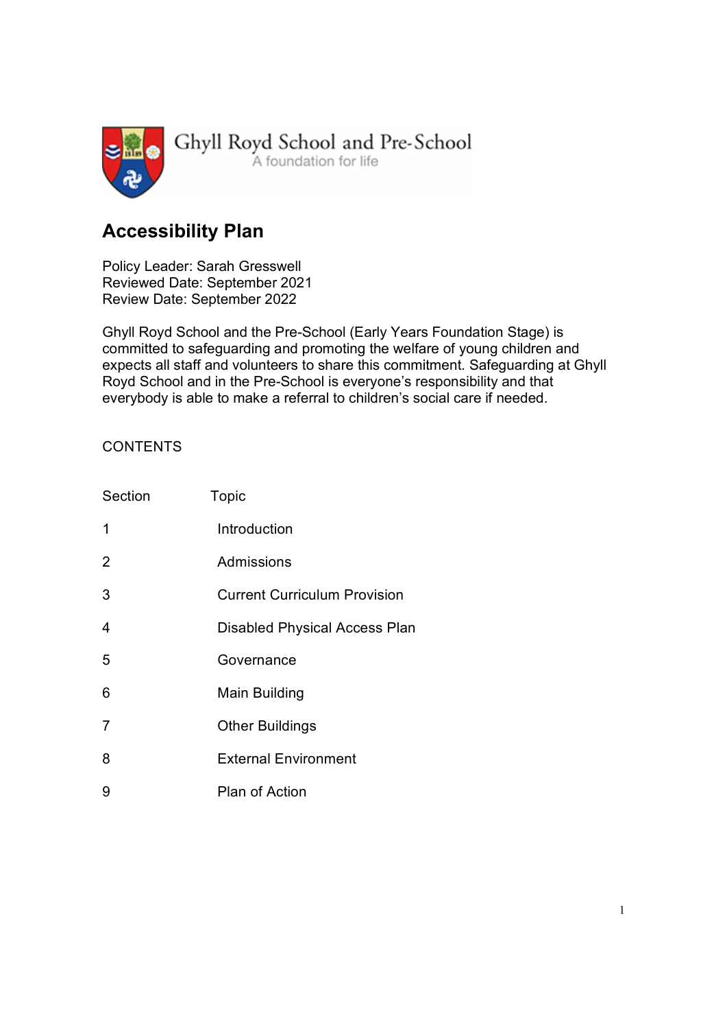Ghyll Royd School and Pre-School
A foundation for life

# Accessibility Plan

Policy Leader: Sarah Gresswell
Reviewed Date: September 2021
Review Date: September 2022

Ghyll Royd School and the Pre-School (Early Years Foundation Stage) is committed to safeguarding and promoting the welfare of young children and expects all staff and volunteers to share this commitment. Safeguarding at Ghyll Royd School and in the Pre-School is everyone's responsibility and that everybody is able to make a referral to children's social care if needed.

CONTENTS

| Section | Topic |
|---|---|
| 1 | Introduction |
| 2 | Admissions |
| 3 | Current Curriculum Provision |
| 4 | Disabled Physical Access Plan |
| 5 | Governance |
| 6 | Main Building |
| 7 | Other Buildings |
| 8 | External Environment |
| 9 | Plan of Action |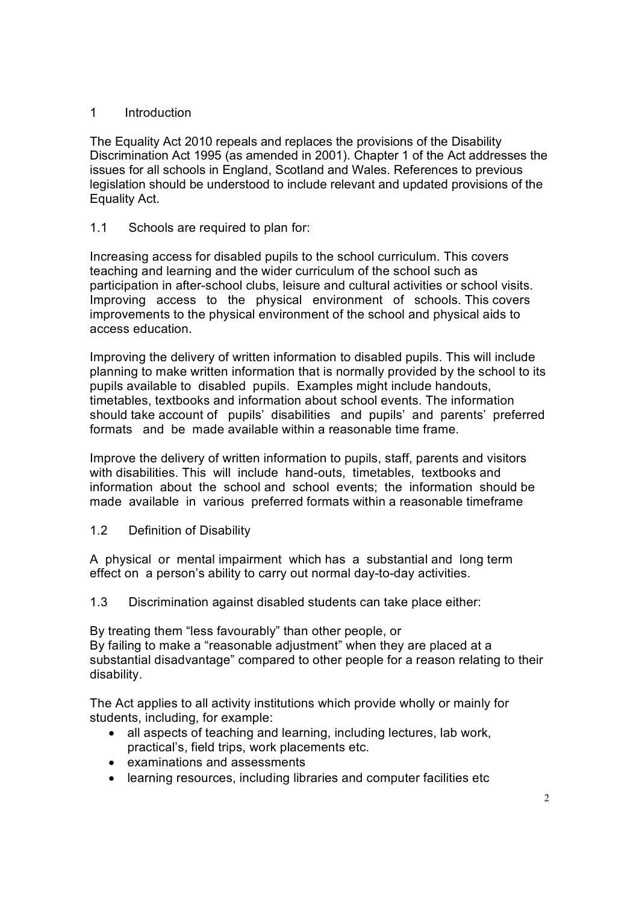## 1 Introduction

The Equality Act 2010 repeals and replaces the provisions of the Disability Discrimination Act 1995 (as amended in 2001). Chapter 1 of the Act addresses the issues for all schools in England, Scotland and Wales. References to previous legislation should be understood to include relevant and updated provisions of the Equality Act.

### 1.1 Schools are required to plan for:

Increasing access for disabled pupils to the school curriculum. This covers teaching and learning and the wider curriculum of the school such as participation in after-school clubs, leisure and cultural activities or school visits. Improving access to the physical environment of schools. This covers improvements to the physical environment of the school and physical aids to access education.

Improving the delivery of written information to disabled pupils. This will include planning to make written information that is normally provided by the school to its pupils available to disabled pupils. Examples might include handouts, timetables, textbooks and information about school events. The information should take account of pupils' disabilities and pupils' and parents' preferred formats and be made available within a reasonable time frame.

Improve the delivery of written information to pupils, staff, parents and visitors with disabilities. This will include hand-outs, timetables, textbooks and information about the school and school events; the information should be made available in various preferred formats within a reasonable timeframe

### 1.2 Definition of Disability

A physical or mental impairment which has a substantial and long term effect on a person's ability to carry out normal day-to-day activities.

### 1.3 Discrimination against disabled students can take place either:

By treating them "less favourably" than other people, or
By failing to make a "reasonable adjustment" when they are placed at a substantial disadvantage" compared to other people for a reason relating to their disability.

The Act applies to all activity institutions which provide wholly or mainly for students, including, for example:

- all aspects of teaching and learning, including lectures, lab work, practical's, field trips, work placements etc.
- examinations and assessments
- learning resources, including libraries and computer facilities etc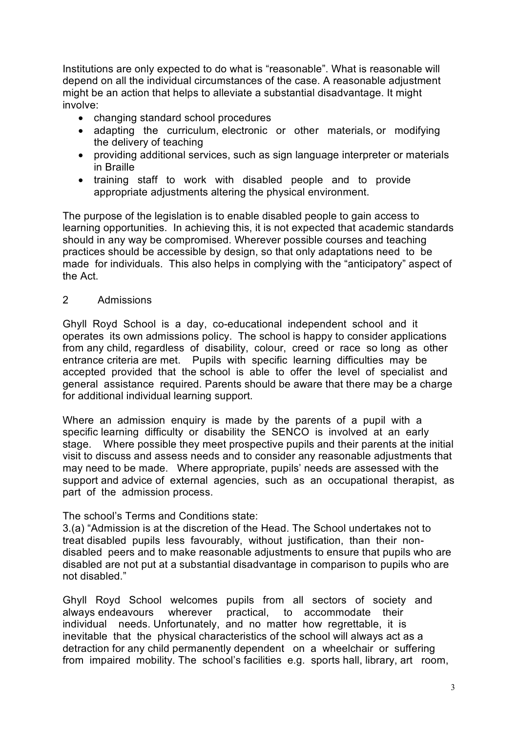Institutions are only expected to do what is "reasonable". What is reasonable will depend on all the individual circumstances of the case. A reasonable adjustment might be an action that helps to alleviate a substantial disadvantage. It might involve:

- changing standard school procedures
- adapting the curriculum, electronic or other materials, or modifying the delivery of teaching
- providing additional services, such as sign language interpreter or materials in Braille
- training staff to work with disabled people and to provide appropriate adjustments altering the physical environment.

The purpose of the legislation is to enable disabled people to gain access to learning opportunities. In achieving this, it is not expected that academic standards should in any way be compromised. Wherever possible courses and teaching practices should be accessible by design, so that only adaptations need to be made for individuals. This also helps in complying with the "anticipatory" aspect of the Act.

## 2 Admissions

Ghyll Royd School is a day, co-educational independent school and it operates its own admissions policy. The school is happy to consider applications from any child, regardless of disability, colour, creed or race so long as other entrance criteria are met. Pupils with specific learning difficulties may be accepted provided that the school is able to offer the level of specialist and general assistance required. Parents should be aware that there may be a charge for additional individual learning support.

Where an admission enquiry is made by the parents of a pupil with a specific learning difficulty or disability the SENCO is involved at an early stage. Where possible they meet prospective pupils and their parents at the initial visit to discuss and assess needs and to consider any reasonable adjustments that may need to be made. Where appropriate, pupils' needs are assessed with the support and advice of external agencies, such as an occupational therapist, as part of the admission process.

The school's Terms and Conditions state:
3.(a) "Admission is at the discretion of the Head. The School undertakes not to treat disabled pupils less favourably, without justification, than their non-disabled peers and to make reasonable adjustments to ensure that pupils who are disabled are not put at a substantial disadvantage in comparison to pupils who are not disabled."

Ghyll Royd School welcomes pupils from all sectors of society and always endeavours wherever practical, to accommodate their individual needs. Unfortunately, and no matter how regrettable, it is inevitable that the physical characteristics of the school will always act as a detraction for any child permanently dependent on a wheelchair or suffering from impaired mobility. The school's facilities e.g. sports hall, library, art room,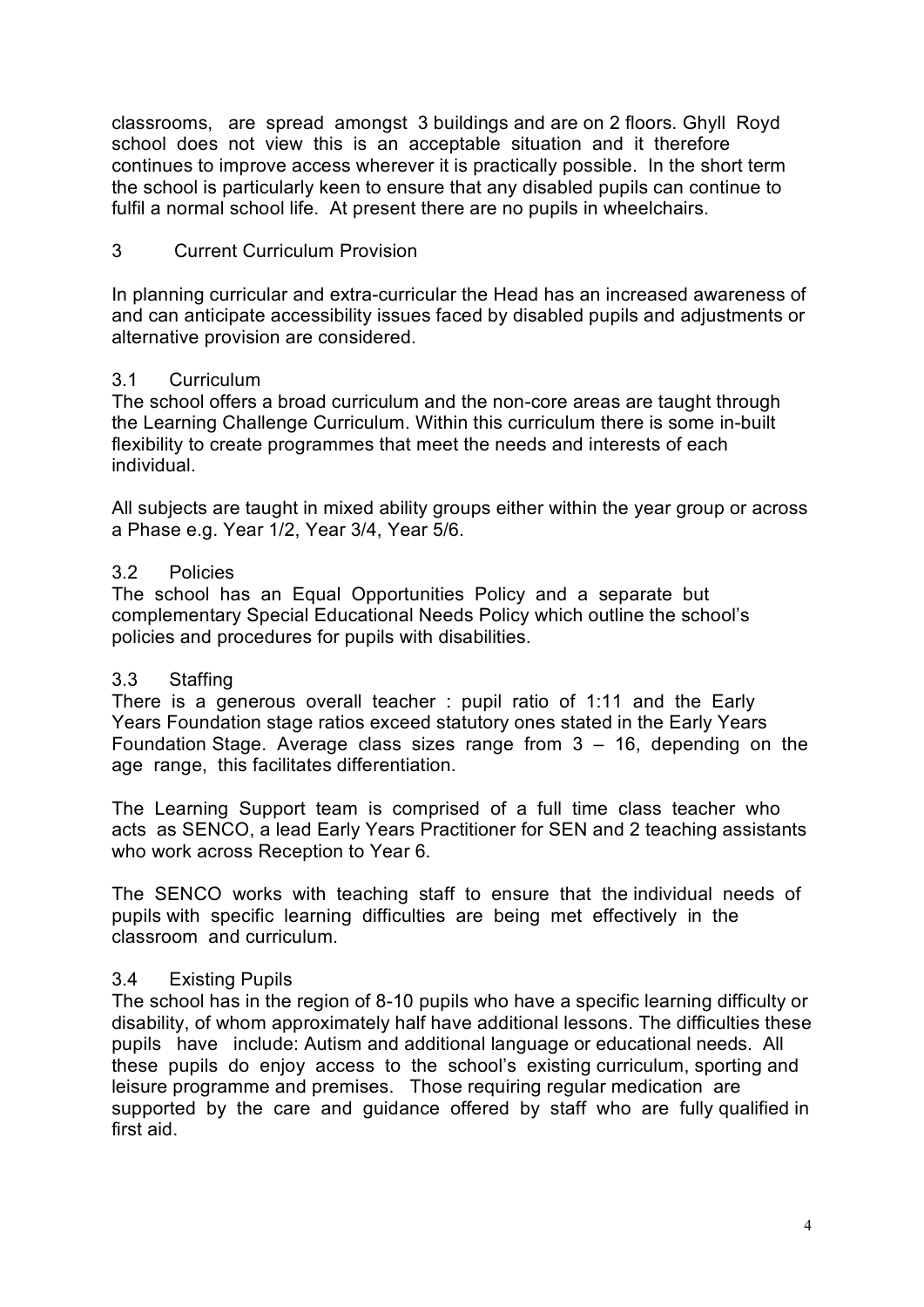classrooms, are spread amongst 3 buildings and are on 2 floors. Ghyll Royd school does not view this is an acceptable situation and it therefore continues to improve access wherever it is practically possible. In the short term the school is particularly keen to ensure that any disabled pupils can continue to fulfil a normal school life. At present there are no pupils in wheelchairs.

## 3 Current Curriculum Provision

In planning curricular and extra-curricular the Head has an increased awareness of and can anticipate accessibility issues faced by disabled pupils and adjustments or alternative provision are considered.

### 3.1 Curriculum

The school offers a broad curriculum and the non-core areas are taught through the Learning Challenge Curriculum. Within this curriculum there is some in-built flexibility to create programmes that meet the needs and interests of each individual.

All subjects are taught in mixed ability groups either within the year group or across a Phase e.g. Year 1/2, Year 3/4, Year 5/6.

### 3.2 Policies

The school has an Equal Opportunities Policy and a separate but complementary Special Educational Needs Policy which outline the school's policies and procedures for pupils with disabilities.

### 3.3 Staffing

There is a generous overall teacher : pupil ratio of 1:11 and the Early Years Foundation stage ratios exceed statutory ones stated in the Early Years Foundation Stage. Average class sizes range from 3 – 16, depending on the age range, this facilitates differentiation.

The Learning Support team is comprised of a full time class teacher who acts as SENCO, a lead Early Years Practitioner for SEN and 2 teaching assistants who work across Reception to Year 6.

The SENCO works with teaching staff to ensure that the individual needs of pupils with specific learning difficulties are being met effectively in the classroom and curriculum.

### 3.4 Existing Pupils

The school has in the region of 8-10 pupils who have a specific learning difficulty or disability, of whom approximately half have additional lessons. The difficulties these pupils have include: Autism and additional language or educational needs. All these pupils do enjoy access to the school's existing curriculum, sporting and leisure programme and premises. Those requiring regular medication are supported by the care and guidance offered by staff who are fully qualified in first aid.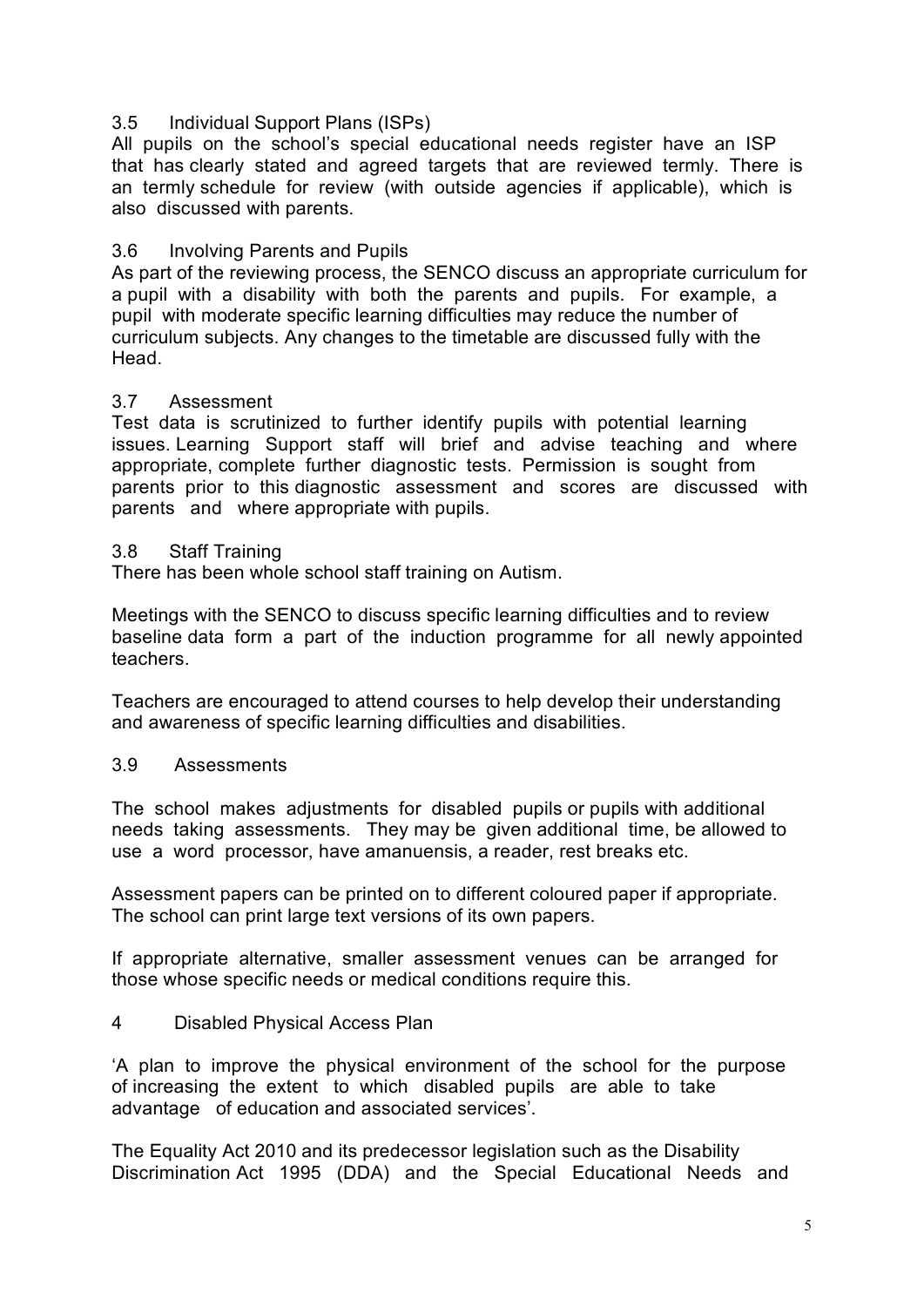### 3.5 Individual Support Plans (ISPs)

All pupils on the school's special educational needs register have an ISP that has clearly stated and agreed targets that are reviewed termly. There is an termly schedule for review (with outside agencies if applicable), which is also discussed with parents.

### 3.6 Involving Parents and Pupils

As part of the reviewing process, the SENCO discuss an appropriate curriculum for a pupil with a disability with both the parents and pupils. For example, a pupil with moderate specific learning difficulties may reduce the number of curriculum subjects. Any changes to the timetable are discussed fully with the Head.

### 3.7 Assessment

Test data is scrutinized to further identify pupils with potential learning issues. Learning Support staff will brief and advise teaching and where appropriate, complete further diagnostic tests. Permission is sought from parents prior to this diagnostic assessment and scores are discussed with parents and where appropriate with pupils.

### 3.8 Staff Training

There has been whole school staff training on Autism.

Meetings with the SENCO to discuss specific learning difficulties and to review baseline data form a part of the induction programme for all newly appointed teachers.

Teachers are encouraged to attend courses to help develop their understanding and awareness of specific learning difficulties and disabilities.

### 3.9 Assessments

The school makes adjustments for disabled pupils or pupils with additional needs taking assessments. They may be given additional time, be allowed to use a word processor, have amanuensis, a reader, rest breaks etc.

Assessment papers can be printed on to different coloured paper if appropriate. The school can print large text versions of its own papers.

If appropriate alternative, smaller assessment venues can be arranged for those whose specific needs or medical conditions require this.

## 4 Disabled Physical Access Plan

'A plan to improve the physical environment of the school for the purpose of increasing the extent to which disabled pupils are able to take advantage of education and associated services'.

The Equality Act 2010 and its predecessor legislation such as the Disability Discrimination Act 1995 (DDA) and the Special Educational Needs and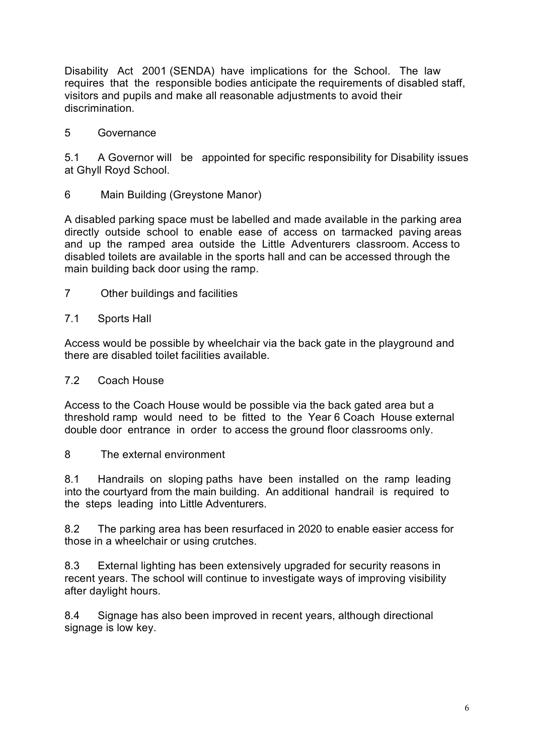Disability Act 2001 (SENDA) have implications for the School. The law requires that the responsible bodies anticipate the requirements of disabled staff, visitors and pupils and make all reasonable adjustments to avoid their discrimination.

## 5 Governance

5.1 A Governor will be appointed for specific responsibility for Disability issues at Ghyll Royd School.

## 6 Main Building (Greystone Manor)

A disabled parking space must be labelled and made available in the parking area directly outside school to enable ease of access on tarmacked paving areas and up the ramped area outside the Little Adventurers classroom. Access to disabled toilets are available in the sports hall and can be accessed through the main building back door using the ramp.

## 7 Other buildings and facilities

### 7.1 Sports Hall

Access would be possible by wheelchair via the back gate in the playground and there are disabled toilet facilities available.

### 7.2 Coach House

Access to the Coach House would be possible via the back gated area but a threshold ramp would need to be fitted to the Year 6 Coach House external double door entrance in order to access the ground floor classrooms only.

## 8 The external environment

8.1 Handrails on sloping paths have been installed on the ramp leading into the courtyard from the main building. An additional handrail is required to the steps leading into Little Adventurers.

8.2 The parking area has been resurfaced in 2020 to enable easier access for those in a wheelchair or using crutches.

8.3 External lighting has been extensively upgraded for security reasons in recent years. The school will continue to investigate ways of improving visibility after daylight hours.

8.4 Signage has also been improved in recent years, although directional signage is low key.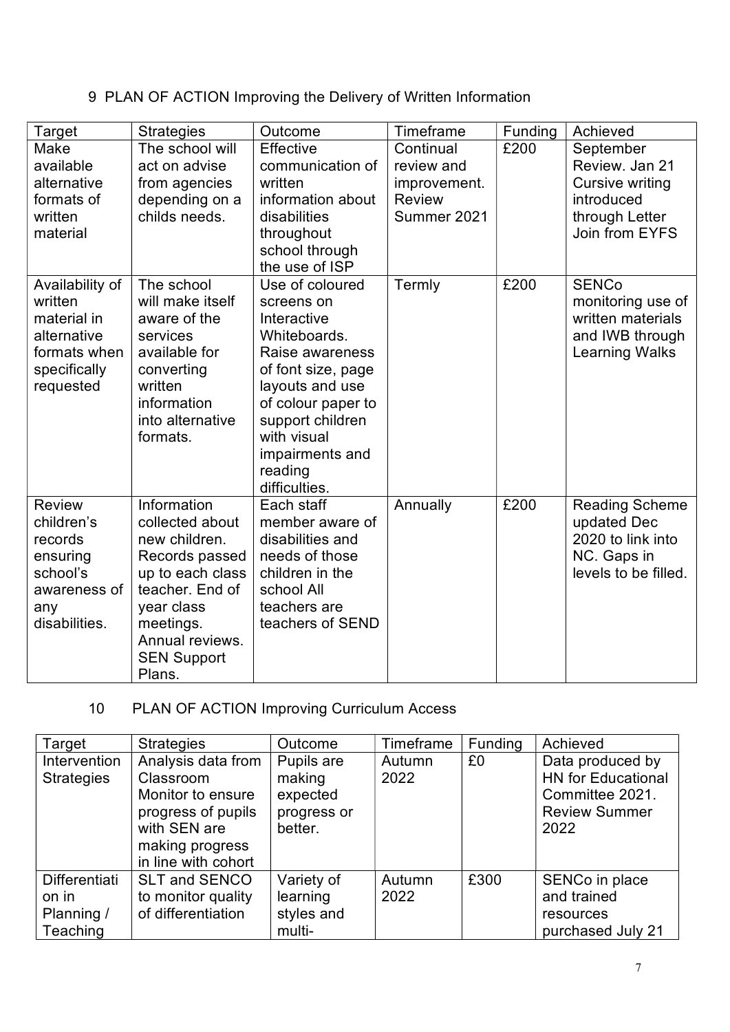## 9 PLAN OF ACTION Improving the Delivery of Written Information

| Target | Strategies | Outcome | Timeframe | Funding | Achieved |
|---|---|---|---|---|---|
| Make available alternative formats of written material | The school will act on advise from agencies depending on a childs needs. | Effective communication of written information about disabilities throughout school through the use of ISP | Continual review and improvement. Review Summer 2021 | £200 | September Review. Jan 21 Cursive writing introduced through Letter Join from EYFS |
| Availability of written material in alternative formats when specifically requested | The school will make itself aware of the services available for converting written information into alternative formats. | Use of coloured screens on Interactive Whiteboards. Raise awareness of font size, page layouts and use of colour paper to support children with visual impairments and reading difficulties. | Termly | £200 | SENCo monitoring use of written materials and IWB through Learning Walks |
| Review children's records ensuring school's awareness of any disabilities. | Information collected about new children. Records passed up to each class teacher. End of year class meetings. Annual reviews. SEN Support Plans. | Each staff member aware of disabilities and needs of those children in the school All teachers are teachers of SEND | Annually | £200 | Reading Scheme updated Dec 2020 to link into NC. Gaps in levels to be filled. |

## 10 PLAN OF ACTION Improving Curriculum Access

| Target | Strategies | Outcome | Timeframe | Funding | Achieved |
|---|---|---|---|---|---|
| Intervention Strategies | Analysis data from Classroom Monitor to ensure progress of pupils with SEN are making progress in line with cohort | Pupils are making expected progress or better. | Autumn 2022 | £0 | Data produced by HN for Educational Committee 2021. Review Summer 2022 |
| Differentiation in Planning / Teaching | SLT and SENCO to monitor quality of differentiation | Variety of learning styles and multi- | Autumn 2022 | £300 | SENCo in place and trained resources purchased July 21 |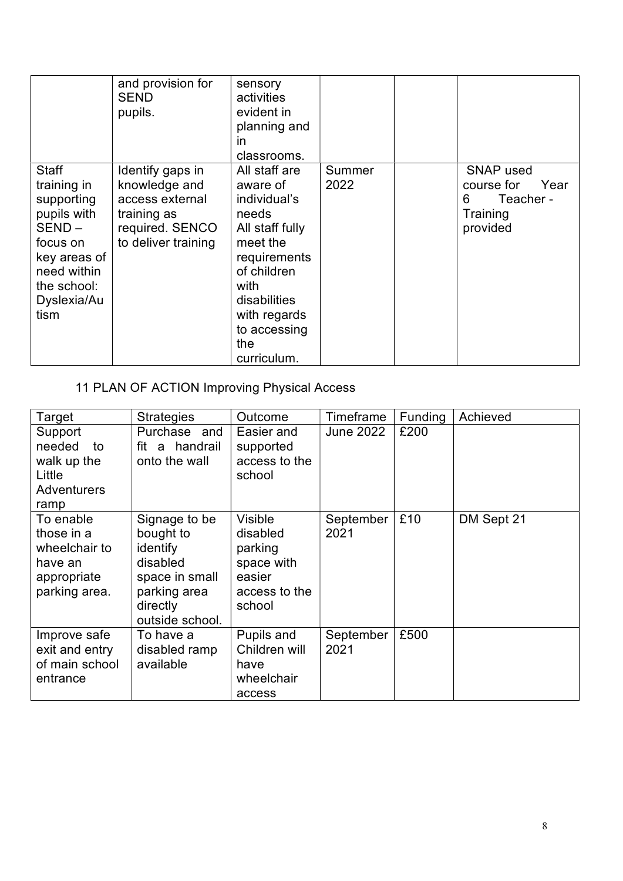| | | | | | |
|---|---|---|---|---|---|
| | and provision for SEND pupils. | sensory activities evident in planning and in classrooms. | | | |
| Staff training in supporting pupils with SEND – focus on key areas of need within the school: Dyslexia/Autism | Identify gaps in knowledge and access external training as required. SENCO to deliver training | All staff are aware of individual's needs All staff fully meet the requirements of children with disabilities with regards to accessing the curriculum. | Summer 2022 | | SNAP used course for Year 6 Teacher - Training provided |

## 11 PLAN OF ACTION Improving Physical Access

| Target | Strategies | Outcome | Timeframe | Funding | Achieved |
|---|---|---|---|---|---|
| Support needed to walk up the Little Adventurers ramp | Purchase and fit a handrail onto the wall | Easier and supported access to the school | June 2022 | £200 | |
| To enable those in a wheelchair to have an appropriate parking area. | Signage to be bought to identify disabled space in small parking area directly outside school. | Visible disabled parking space with easier access to the school | September 2021 | £10 | DM Sept 21 |
| Improve safe exit and entry of main school entrance | To have a disabled ramp available | Pupils and Children will have wheelchair access | September 2021 | £500 | |